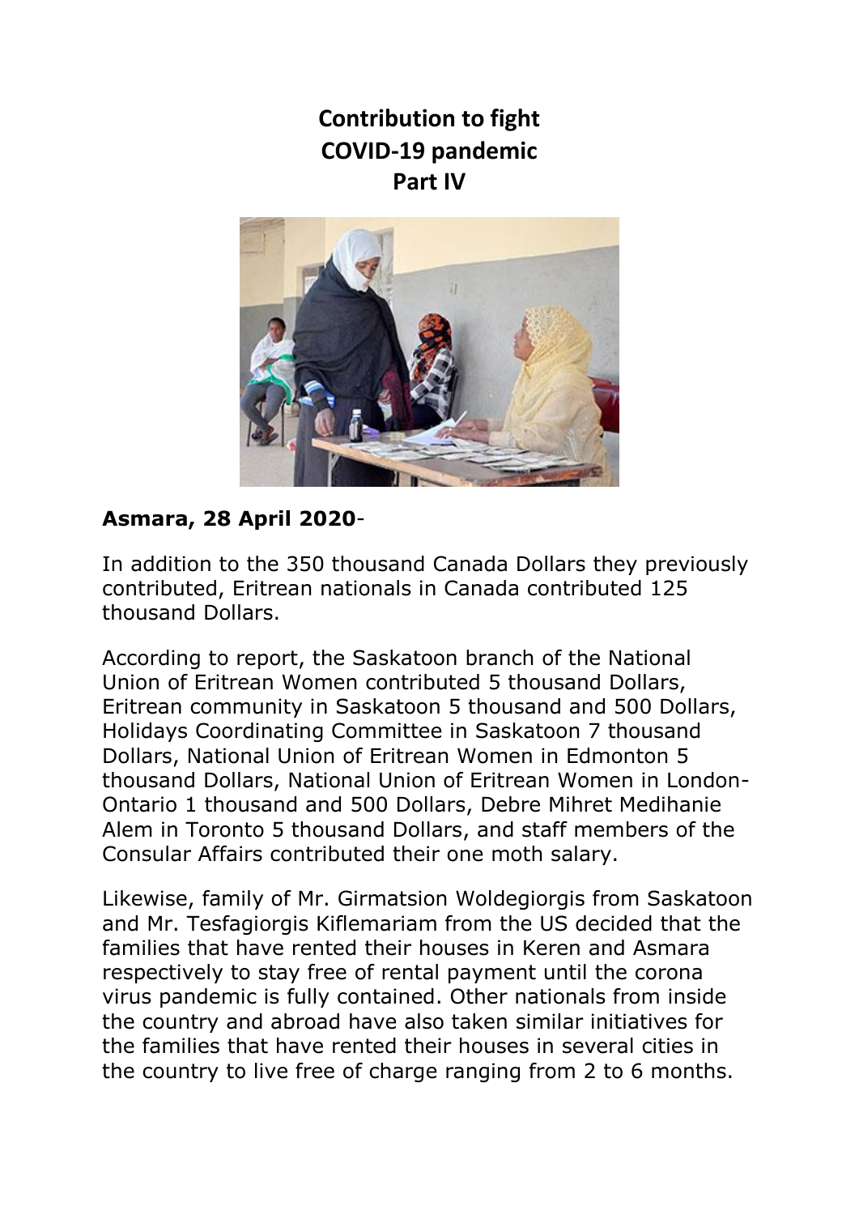# Contribution to fight COVID-19 pandemic Part IV

**Asmara, 28 April 2020**-

In addition to the 350 thousand Canada Dollars they previously contributed, Eritrean nationals in Canada contributed 125 thousand Dollars.

According to report, the Saskatoon branch of the National Union of Eritrean Women contributed 5 thousand Dollars, Eritrean community in Saskatoon 5 thousand and 500 Dollars, Holidays Coordinating Committee in Saskatoon 7 thousand Dollars, National Union of Eritrean Women in Edmonton 5 thousand Dollars, National Union of Eritrean Women in London-Ontario 1 thousand and 500 Dollars, Debre Mihret Medihanie Alem in Toronto 5 thousand Dollars, and staff members of the Consular Affairs contributed their one moth salary.

Likewise, family of Mr. Girmatsion Woldegiorgis from Saskatoon and Mr. Tesfagiorgis Kiflemariam from the US decided that the families that have rented their houses in Keren and Asmara respectively to stay free of rental payment until the corona virus pandemic is fully contained. Other nationals from inside the country and abroad have also taken similar initiatives for the families that have rented their houses in several cities in the country to live free of charge ranging from 2 to 6 months.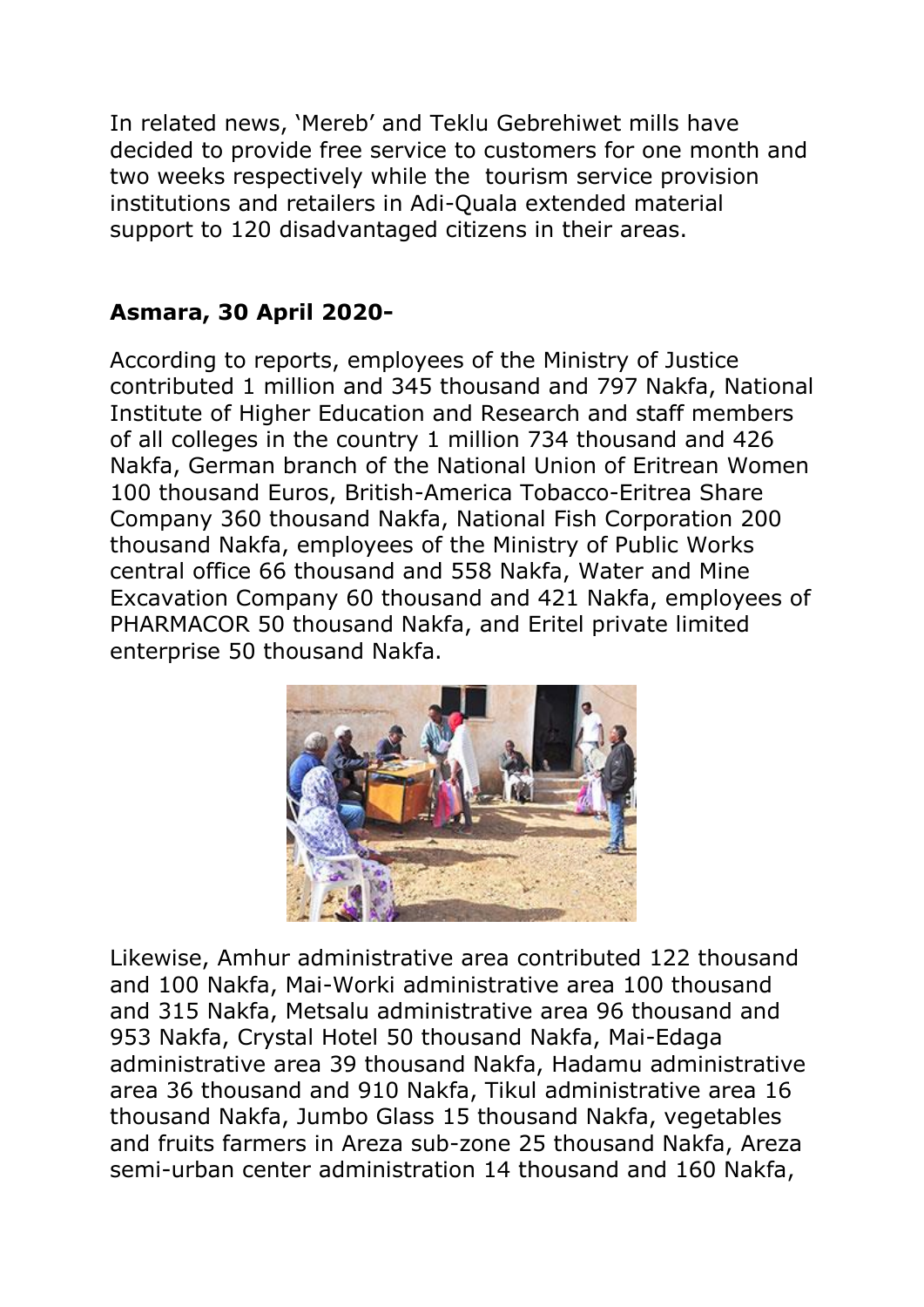In related news, 'Mereb' and Teklu Gebrehiwet mills have decided to provide free service to customers for one month and two weeks respectively while the tourism service provision institutions and retailers in Adi-Quala extended material support to 120 disadvantaged citizens in their areas.

**Asmara, 30 April 2020-**

According to reports, employees of the Ministry of Justice contributed 1 million and 345 thousand and 797 Nakfa, National Institute of Higher Education and Research and staff members of all colleges in the country 1 million 734 thousand and 426 Nakfa, German branch of the National Union of Eritrean Women 100 thousand Euros, British-America Tobacco-Eritrea Share Company 360 thousand Nakfa, National Fish Corporation 200 thousand Nakfa, employees of the Ministry of Public Works central office 66 thousand and 558 Nakfa, Water and Mine Excavation Company 60 thousand and 421 Nakfa, employees of PHARMACOR 50 thousand Nakfa, and Eritel private limited enterprise 50 thousand Nakfa.

Likewise, Amhur administrative area contributed 122 thousand and 100 Nakfa, Mai-Worki administrative area 100 thousand and 315 Nakfa, Metsalu administrative area 96 thousand and 953 Nakfa, Crystal Hotel 50 thousand Nakfa, Mai-Edaga administrative area 39 thousand Nakfa, Hadamu administrative area 36 thousand and 910 Nakfa, Tikul administrative area 16 thousand Nakfa, Jumbo Glass 15 thousand Nakfa, vegetables and fruits farmers in Areza sub-zone 25 thousand Nakfa, Areza semi-urban center administration 14 thousand and 160 Nakfa,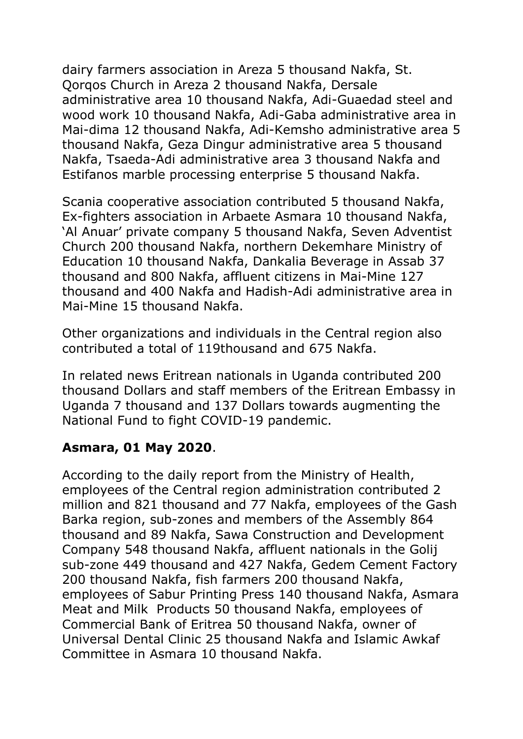dairy farmers association in Areza 5 thousand Nakfa, St. Qorqos Church in Areza 2 thousand Nakfa, Dersale administrative area 10 thousand Nakfa, Adi-Guaedad steel and wood work 10 thousand Nakfa, Adi-Gaba administrative area in Mai-dima 12 thousand Nakfa, Adi-Kemsho administrative area 5 thousand Nakfa, Geza Dingur administrative area 5 thousand Nakfa, Tsaeda-Adi administrative area 3 thousand Nakfa and Estifanos marble processing enterprise 5 thousand Nakfa.

Scania cooperative association contributed 5 thousand Nakfa, Ex-fighters association in Arbaete Asmara 10 thousand Nakfa, 'Al Anuar' private company 5 thousand Nakfa, Seven Adventist Church 200 thousand Nakfa, northern Dekemhare Ministry of Education 10 thousand Nakfa, Dankalia Beverage in Assab 37 thousand and 800 Nakfa, affluent citizens in Mai-Mine 127 thousand and 400 Nakfa and Hadish-Adi administrative area in Mai-Mine 15 thousand Nakfa.

Other organizations and individuals in the Central region also contributed a total of 119thousand and 675 Nakfa.

In related news Eritrean nationals in Uganda contributed 200 thousand Dollars and staff members of the Eritrean Embassy in Uganda 7 thousand and 137 Dollars towards augmenting the National Fund to fight COVID-19 pandemic.

**Asmara, 01 May 2020**.

According to the daily report from the Ministry of Health, employees of the Central region administration contributed 2 million and 821 thousand and 77 Nakfa, employees of the Gash Barka region, sub-zones and members of the Assembly 864 thousand and 89 Nakfa, Sawa Construction and Development Company 548 thousand Nakfa, affluent nationals in the Golij sub-zone 449 thousand and 427 Nakfa, Gedem Cement Factory 200 thousand Nakfa, fish farmers 200 thousand Nakfa, employees of Sabur Printing Press 140 thousand Nakfa, Asmara Meat and Milk Products 50 thousand Nakfa, employees of Commercial Bank of Eritrea 50 thousand Nakfa, owner of Universal Dental Clinic 25 thousand Nakfa and Islamic Awkaf Committee in Asmara 10 thousand Nakfa.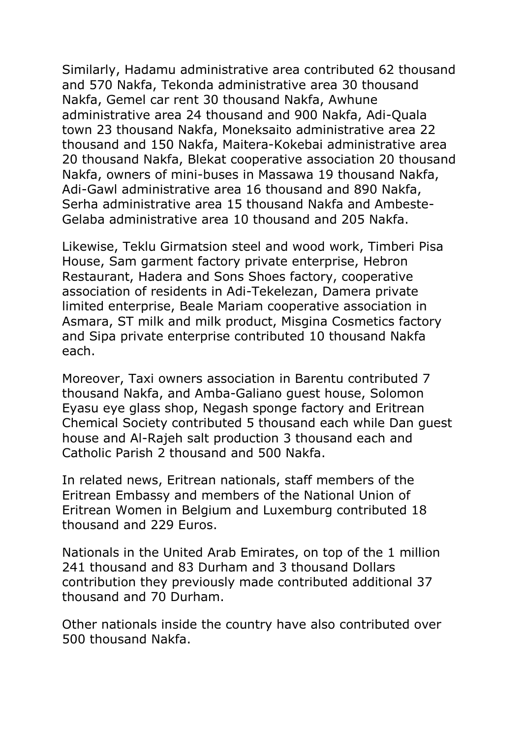Similarly, Hadamu administrative area contributed 62 thousand and 570 Nakfa, Tekonda administrative area 30 thousand Nakfa, Gemel car rent 30 thousand Nakfa, Awhune administrative area 24 thousand and 900 Nakfa, Adi-Quala town 23 thousand Nakfa, Moneksaito administrative area 22 thousand and 150 Nakfa, Maitera-Kokebai administrative area 20 thousand Nakfa, Blekat cooperative association 20 thousand Nakfa, owners of mini-buses in Massawa 19 thousand Nakfa, Adi-Gawl administrative area 16 thousand and 890 Nakfa, Serha administrative area 15 thousand Nakfa and Ambeste-Gelaba administrative area 10 thousand and 205 Nakfa.

Likewise, Teklu Girmatsion steel and wood work, Timberi Pisa House, Sam garment factory private enterprise, Hebron Restaurant, Hadera and Sons Shoes factory, cooperative association of residents in Adi-Tekelezan, Damera private limited enterprise, Beale Mariam cooperative association in Asmara, ST milk and milk product, Misgina Cosmetics factory and Sipa private enterprise contributed 10 thousand Nakfa each.

Moreover, Taxi owners association in Barentu contributed 7 thousand Nakfa, and Amba-Galiano guest house, Solomon Eyasu eye glass shop, Negash sponge factory and Eritrean Chemical Society contributed 5 thousand each while Dan guest house and Al-Rajeh salt production 3 thousand each and Catholic Parish 2 thousand and 500 Nakfa.

In related news, Eritrean nationals, staff members of the Eritrean Embassy and members of the National Union of Eritrean Women in Belgium and Luxemburg contributed 18 thousand and 229 Euros.

Nationals in the United Arab Emirates, on top of the 1 million 241 thousand and 83 Durham and 3 thousand Dollars contribution they previously made contributed additional 37 thousand and 70 Durham.

Other nationals inside the country have also contributed over 500 thousand Nakfa.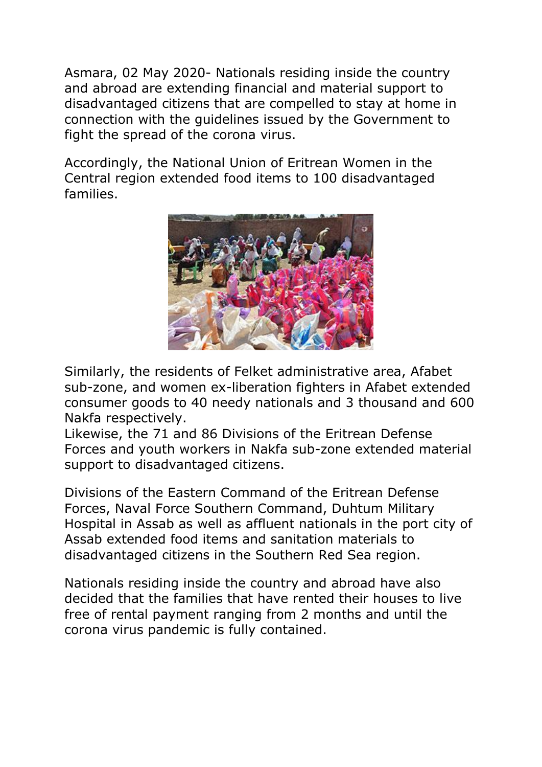Asmara, 02 May 2020- Nationals residing inside the country and abroad are extending financial and material support to disadvantaged citizens that are compelled to stay at home in connection with the guidelines issued by the Government to fight the spread of the corona virus.

Accordingly, the National Union of Eritrean Women in the Central region extended food items to 100 disadvantaged families.

Similarly, the residents of Felket administrative area, Afabet sub-zone, and women ex-liberation fighters in Afabet extended consumer goods to 40 needy nationals and 3 thousand and 600 Nakfa respectively.
Likewise, the 71 and 86 Divisions of the Eritrean Defense Forces and youth workers in Nakfa sub-zone extended material support to disadvantaged citizens.

Divisions of the Eastern Command of the Eritrean Defense Forces, Naval Force Southern Command, Duhtum Military Hospital in Assab as well as affluent nationals in the port city of Assab extended food items and sanitation materials to disadvantaged citizens in the Southern Red Sea region.

Nationals residing inside the country and abroad have also decided that the families that have rented their houses to live free of rental payment ranging from 2 months and until the corona virus pandemic is fully contained.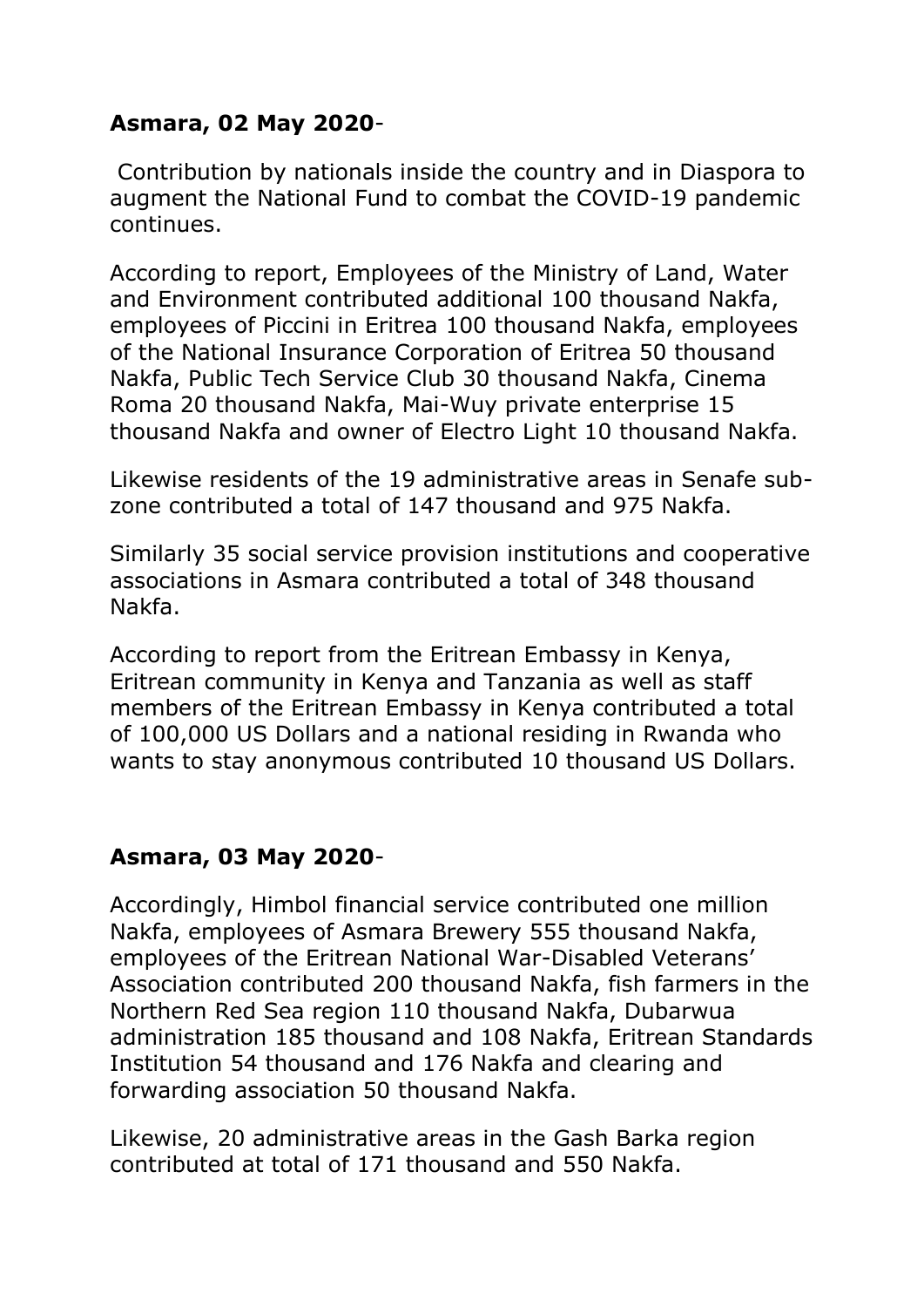**Asmara, 02 May 2020**-

Contribution by nationals inside the country and in Diaspora to augment the National Fund to combat the COVID-19 pandemic continues.

According to report, Employees of the Ministry of Land, Water and Environment contributed additional 100 thousand Nakfa, employees of Piccini in Eritrea 100 thousand Nakfa, employees of the National Insurance Corporation of Eritrea 50 thousand Nakfa, Public Tech Service Club 30 thousand Nakfa, Cinema Roma 20 thousand Nakfa, Mai-Wuy private enterprise 15 thousand Nakfa and owner of Electro Light 10 thousand Nakfa.

Likewise residents of the 19 administrative areas in Senafe sub-zone contributed a total of 147 thousand and 975 Nakfa.

Similarly 35 social service provision institutions and cooperative associations in Asmara contributed a total of 348 thousand Nakfa.

According to report from the Eritrean Embassy in Kenya, Eritrean community in Kenya and Tanzania as well as staff members of the Eritrean Embassy in Kenya contributed a total of 100,000 US Dollars and a national residing in Rwanda who wants to stay anonymous contributed 10 thousand US Dollars.

**Asmara, 03 May 2020**-

Accordingly, Himbol financial service contributed one million Nakfa, employees of Asmara Brewery 555 thousand Nakfa, employees of the Eritrean National War-Disabled Veterans' Association contributed 200 thousand Nakfa, fish farmers in the Northern Red Sea region 110 thousand Nakfa, Dubarwua administration 185 thousand and 108 Nakfa, Eritrean Standards Institution 54 thousand and 176 Nakfa and clearing and forwarding association 50 thousand Nakfa.

Likewise, 20 administrative areas in the Gash Barka region contributed at total of 171 thousand and 550 Nakfa.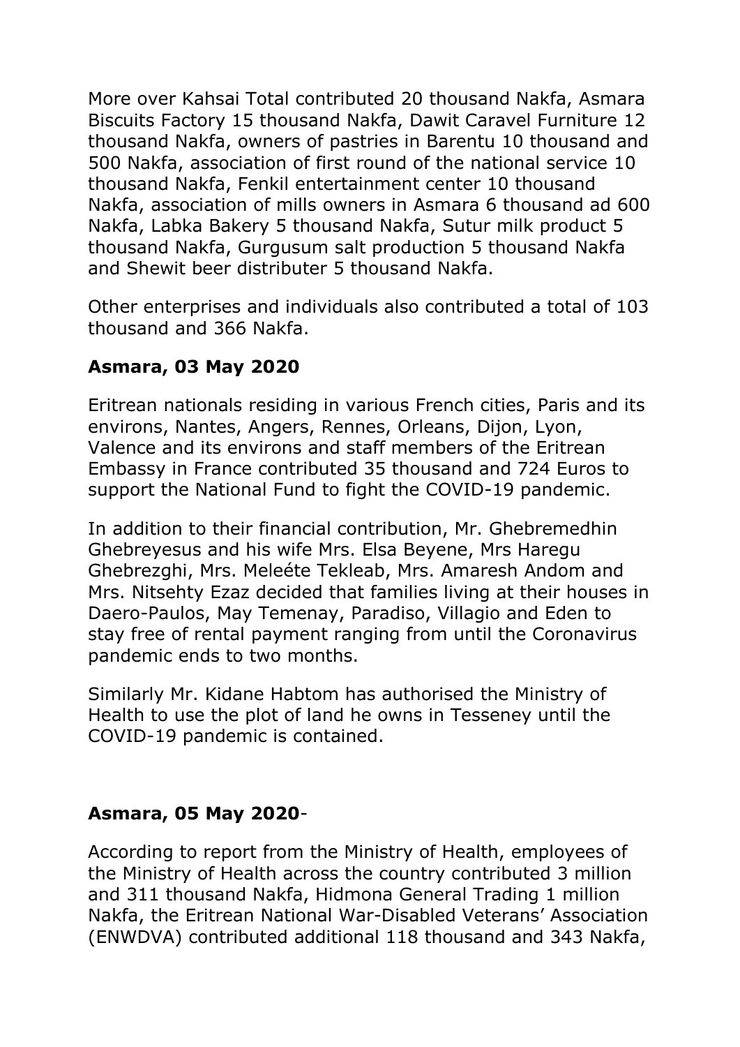More over Kahsai Total contributed 20 thousand Nakfa, Asmara Biscuits Factory 15 thousand Nakfa, Dawit Caravel Furniture 12 thousand Nakfa, owners of pastries in Barentu 10 thousand and 500 Nakfa, association of first round of the national service 10 thousand Nakfa, Fenkil entertainment center 10 thousand Nakfa, association of mills owners in Asmara 6 thousand ad 600 Nakfa, Labka Bakery 5 thousand Nakfa, Sutur milk product 5 thousand Nakfa, Gurgusum salt production 5 thousand Nakfa and Shewit beer distributer 5 thousand Nakfa.

Other enterprises and individuals also contributed a total of 103 thousand and 366 Nakfa.

**Asmara, 03 May 2020**

Eritrean nationals residing in various French cities, Paris and its environs, Nantes, Angers, Rennes, Orleans, Dijon, Lyon, Valence and its environs and staff members of the Eritrean Embassy in France contributed 35 thousand and 724 Euros to support the National Fund to fight the COVID-19 pandemic.

In addition to their financial contribution, Mr. Ghebremedhin Ghebreyesus and his wife Mrs. Elsa Beyene, Mrs Haregu Ghebrezghi, Mrs. Meleéte Tekleab, Mrs. Amaresh Andom and Mrs. Nitsehty Ezaz decided that families living at their houses in Daero-Paulos, May Temenay, Paradiso, Villagio and Eden to stay free of rental payment ranging from until the Coronavirus pandemic ends to two months.

Similarly Mr. Kidane Habtom has authorised the Ministry of Health to use the plot of land he owns in Tesseney until the COVID-19 pandemic is contained.

**Asmara, 05 May 2020**-

According to report from the Ministry of Health, employees of the Ministry of Health across the country contributed 3 million and 311 thousand Nakfa, Hidmona General Trading 1 million Nakfa, the Eritrean National War-Disabled Veterans' Association (ENWDVA) contributed additional 118 thousand and 343 Nakfa,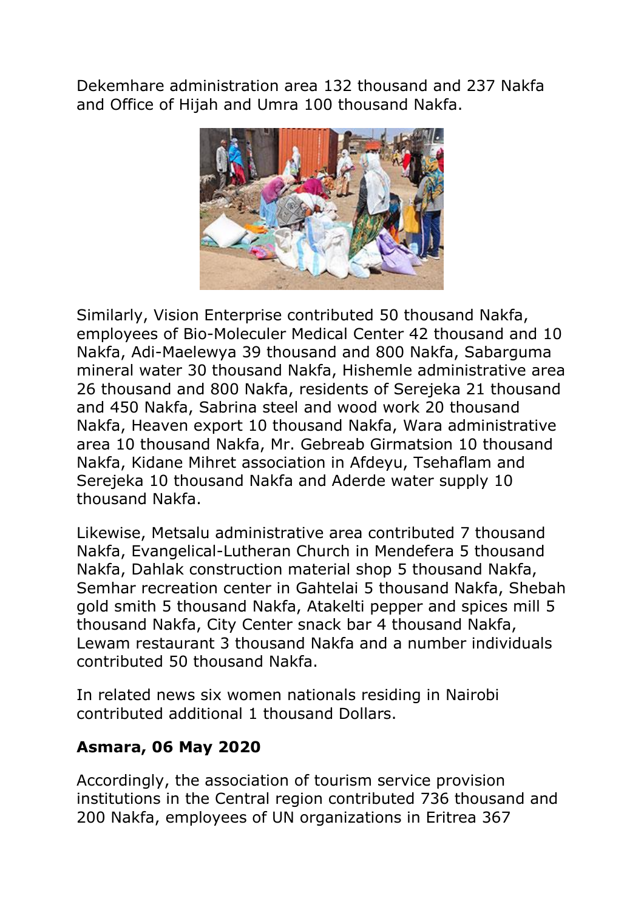Dekemhare administration area 132 thousand and 237 Nakfa and Office of Hijah and Umra 100 thousand Nakfa.

Similarly, Vision Enterprise contributed 50 thousand Nakfa, employees of Bio-Moleculer Medical Center 42 thousand and 10 Nakfa, Adi-Maelewya 39 thousand and 800 Nakfa, Sabarguma mineral water 30 thousand Nakfa, Hishemle administrative area 26 thousand and 800 Nakfa, residents of Serejeka 21 thousand and 450 Nakfa, Sabrina steel and wood work 20 thousand Nakfa, Heaven export 10 thousand Nakfa, Wara administrative area 10 thousand Nakfa, Mr. Gebreab Girmatsion 10 thousand Nakfa, Kidane Mihret association in Afdeyu, Tsehaflam and Serejeka 10 thousand Nakfa and Aderde water supply 10 thousand Nakfa.

Likewise, Metsalu administrative area contributed 7 thousand Nakfa, Evangelical-Lutheran Church in Mendefera 5 thousand Nakfa, Dahlak construction material shop 5 thousand Nakfa, Semhar recreation center in Gahtelai 5 thousand Nakfa, Shebah gold smith 5 thousand Nakfa, Atakelti pepper and spices mill 5 thousand Nakfa, City Center snack bar 4 thousand Nakfa, Lewam restaurant 3 thousand Nakfa and a number individuals contributed 50 thousand Nakfa.

In related news six women nationals residing in Nairobi contributed additional 1 thousand Dollars.

**Asmara, 06 May 2020**

Accordingly, the association of tourism service provision institutions in the Central region contributed 736 thousand and 200 Nakfa, employees of UN organizations in Eritrea 367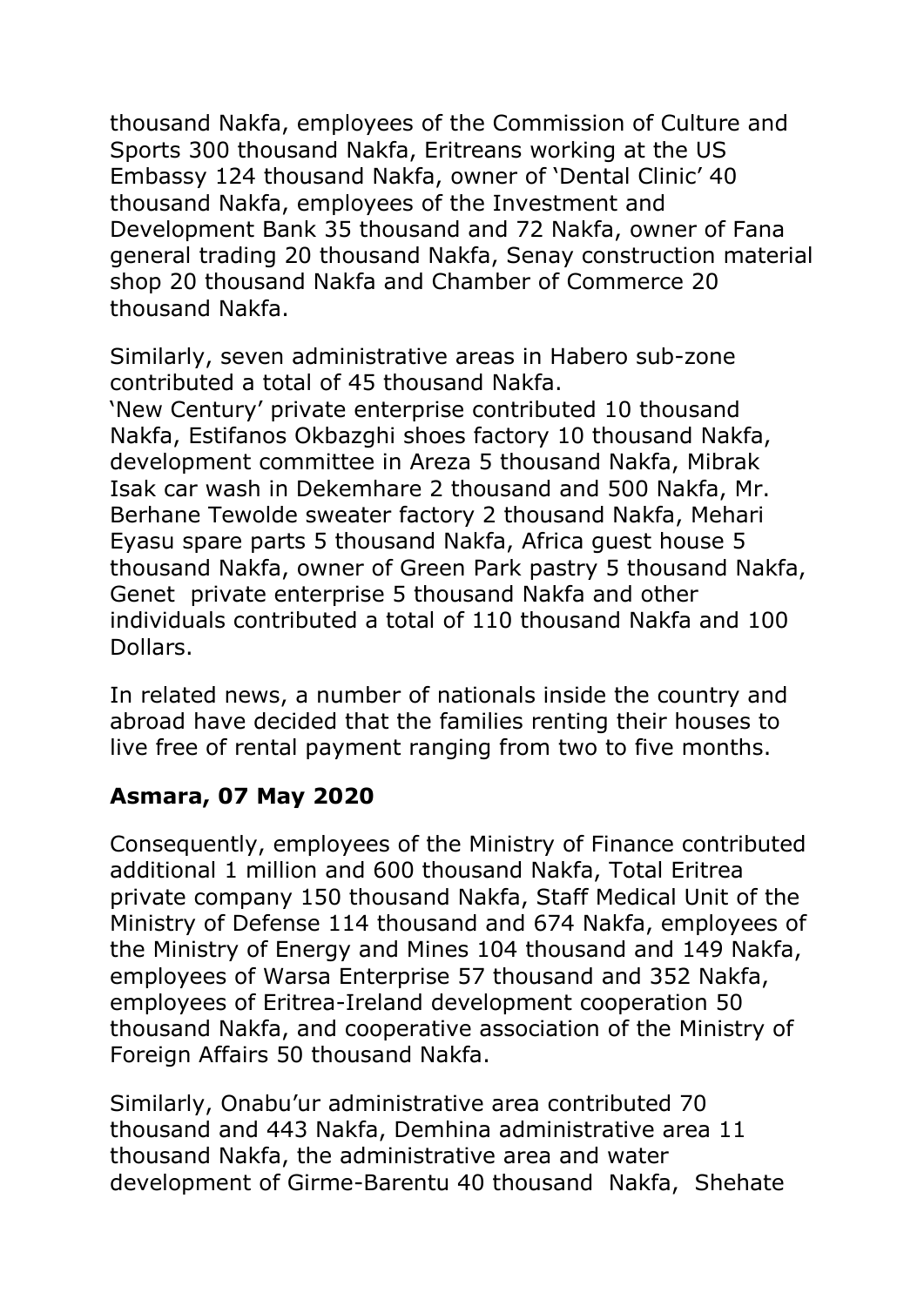thousand Nakfa, employees of the Commission of Culture and Sports 300 thousand Nakfa, Eritreans working at the US Embassy 124 thousand Nakfa, owner of 'Dental Clinic' 40 thousand Nakfa, employees of the Investment and Development Bank 35 thousand and 72 Nakfa, owner of Fana general trading 20 thousand Nakfa, Senay construction material shop 20 thousand Nakfa and Chamber of Commerce 20 thousand Nakfa.

Similarly, seven administrative areas in Habero sub-zone contributed a total of 45 thousand Nakfa.
'New Century' private enterprise contributed 10 thousand Nakfa, Estifanos Okbazghi shoes factory 10 thousand Nakfa, development committee in Areza 5 thousand Nakfa, Mibrak Isak car wash in Dekemhare 2 thousand and 500 Nakfa, Mr. Berhane Tewolde sweater factory 2 thousand Nakfa, Mehari Eyasu spare parts 5 thousand Nakfa, Africa guest house 5 thousand Nakfa, owner of Green Park pastry 5 thousand Nakfa, Genet private enterprise 5 thousand Nakfa and other individuals contributed a total of 110 thousand Nakfa and 100 Dollars.

In related news, a number of nationals inside the country and abroad have decided that the families renting their houses to live free of rental payment ranging from two to five months.

**Asmara, 07 May 2020**

Consequently, employees of the Ministry of Finance contributed additional 1 million and 600 thousand Nakfa, Total Eritrea private company 150 thousand Nakfa, Staff Medical Unit of the Ministry of Defense 114 thousand and 674 Nakfa, employees of the Ministry of Energy and Mines 104 thousand and 149 Nakfa, employees of Warsa Enterprise 57 thousand and 352 Nakfa, employees of Eritrea-Ireland development cooperation 50 thousand Nakfa, and cooperative association of the Ministry of Foreign Affairs 50 thousand Nakfa.

Similarly, Onabu'ur administrative area contributed 70 thousand and 443 Nakfa, Demhina administrative area 11 thousand Nakfa, the administrative area and water development of Girme-Barentu 40 thousand Nakfa, Shehate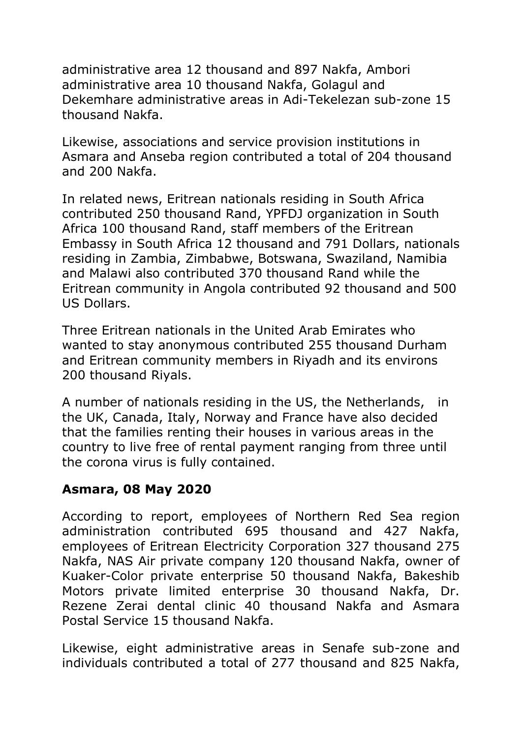administrative area 12 thousand and 897 Nakfa, Ambori administrative area 10 thousand Nakfa, Golagul and Dekemhare administrative areas in Adi-Tekelezan sub-zone 15 thousand Nakfa.

Likewise, associations and service provision institutions in Asmara and Anseba region contributed a total of 204 thousand and 200 Nakfa.

In related news, Eritrean nationals residing in South Africa contributed 250 thousand Rand, YPFDJ organization in South Africa 100 thousand Rand, staff members of the Eritrean Embassy in South Africa 12 thousand and 791 Dollars, nationals residing in Zambia, Zimbabwe, Botswana, Swaziland, Namibia and Malawi also contributed 370 thousand Rand while the Eritrean community in Angola contributed 92 thousand and 500 US Dollars.

Three Eritrean nationals in the United Arab Emirates who wanted to stay anonymous contributed 255 thousand Durham and Eritrean community members in Riyadh and its environs 200 thousand Riyals.

A number of nationals residing in the US, the Netherlands, in the UK, Canada, Italy, Norway and France have also decided that the families renting their houses in various areas in the country to live free of rental payment ranging from three until the corona virus is fully contained.

**Asmara, 08 May 2020**

According to report, employees of Northern Red Sea region administration contributed 695 thousand and 427 Nakfa, employees of Eritrean Electricity Corporation 327 thousand 275 Nakfa, NAS Air private company 120 thousand Nakfa, owner of Kuaker-Color private enterprise 50 thousand Nakfa, Bakeshib Motors private limited enterprise 30 thousand Nakfa, Dr. Rezene Zerai dental clinic 40 thousand Nakfa and Asmara Postal Service 15 thousand Nakfa.

Likewise, eight administrative areas in Senafe sub-zone and individuals contributed a total of 277 thousand and 825 Nakfa,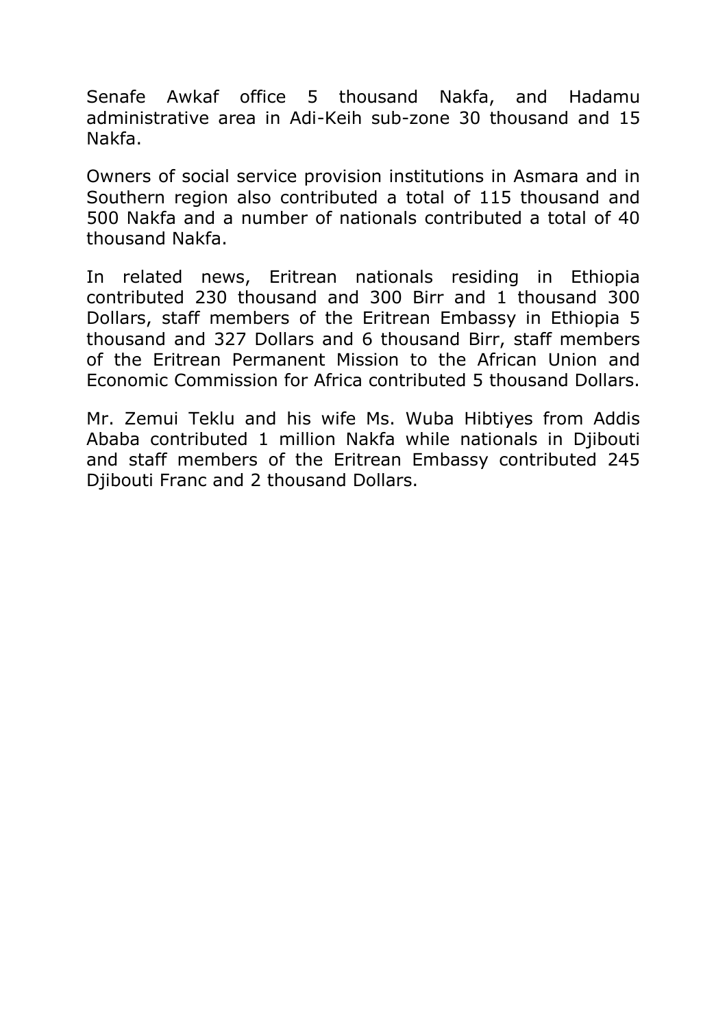Senafe Awkaf office 5 thousand Nakfa, and Hadamu administrative area in Adi-Keih sub-zone 30 thousand and 15 Nakfa.

Owners of social service provision institutions in Asmara and in Southern region also contributed a total of 115 thousand and 500 Nakfa and a number of nationals contributed a total of 40 thousand Nakfa.

In related news, Eritrean nationals residing in Ethiopia contributed 230 thousand and 300 Birr and 1 thousand 300 Dollars, staff members of the Eritrean Embassy in Ethiopia 5 thousand and 327 Dollars and 6 thousand Birr, staff members of the Eritrean Permanent Mission to the African Union and Economic Commission for Africa contributed 5 thousand Dollars.

Mr. Zemui Teklu and his wife Ms. Wuba Hibtiyes from Addis Ababa contributed 1 million Nakfa while nationals in Djibouti and staff members of the Eritrean Embassy contributed 245 Djibouti Franc and 2 thousand Dollars.